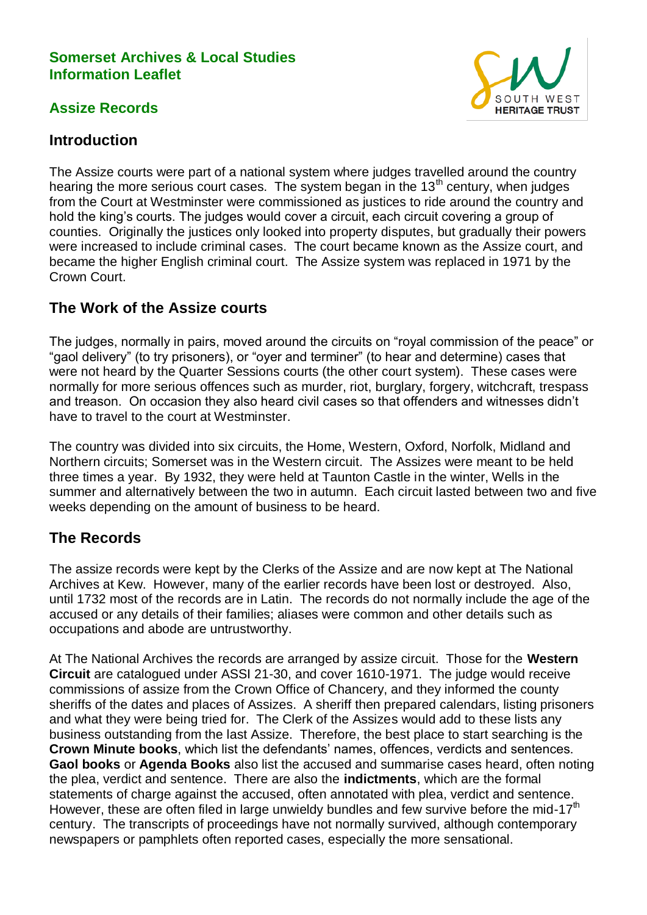**Somerset Archives & Local Studies**
**Information Leaflet**

## Assize Records

## Introduction

The Assize courts were part of a national system where judges travelled around the country hearing the more serious court cases. The system began in the 13th century, when judges from the Court at Westminster were commissioned as justices to ride around the country and hold the king's courts. The judges would cover a circuit, each circuit covering a group of counties. Originally the justices only looked into property disputes, but gradually their powers were increased to include criminal cases. The court became known as the Assize court, and became the higher English criminal court. The Assize system was replaced in 1971 by the Crown Court.

## The Work of the Assize courts

The judges, normally in pairs, moved around the circuits on "royal commission of the peace" or "gaol delivery" (to try prisoners), or "oyer and terminer" (to hear and determine) cases that were not heard by the Quarter Sessions courts (the other court system). These cases were normally for more serious offences such as murder, riot, burglary, forgery, witchcraft, trespass and treason. On occasion they also heard civil cases so that offenders and witnesses didn't have to travel to the court at Westminster.

The country was divided into six circuits, the Home, Western, Oxford, Norfolk, Midland and Northern circuits; Somerset was in the Western circuit. The Assizes were meant to be held three times a year. By 1932, they were held at Taunton Castle in the winter, Wells in the summer and alternatively between the two in autumn. Each circuit lasted between two and five weeks depending on the amount of business to be heard.

## The Records

The assize records were kept by the Clerks of the Assize and are now kept at The National Archives at Kew. However, many of the earlier records have been lost or destroyed. Also, until 1732 most of the records are in Latin. The records do not normally include the age of the accused or any details of their families; aliases were common and other details such as occupations and abode are untrustworthy.

At The National Archives the records are arranged by assize circuit. Those for the **Western Circuit** are catalogued under ASSI 21-30, and cover 1610-1971. The judge would receive commissions of assize from the Crown Office of Chancery, and they informed the county sheriffs of the dates and places of Assizes. A sheriff then prepared calendars, listing prisoners and what they were being tried for. The Clerk of the Assizes would add to these lists any business outstanding from the last Assize. Therefore, the best place to start searching is the **Crown Minute books**, which list the defendants' names, offences, verdicts and sentences. **Gaol books** or **Agenda Books** also list the accused and summarise cases heard, often noting the plea, verdict and sentence. There are also the **indictments**, which are the formal statements of charge against the accused, often annotated with plea, verdict and sentence. However, these are often filed in large unwieldy bundles and few survive before the mid-17th century. The transcripts of proceedings have not normally survived, although contemporary newspapers or pamphlets often reported cases, especially the more sensational.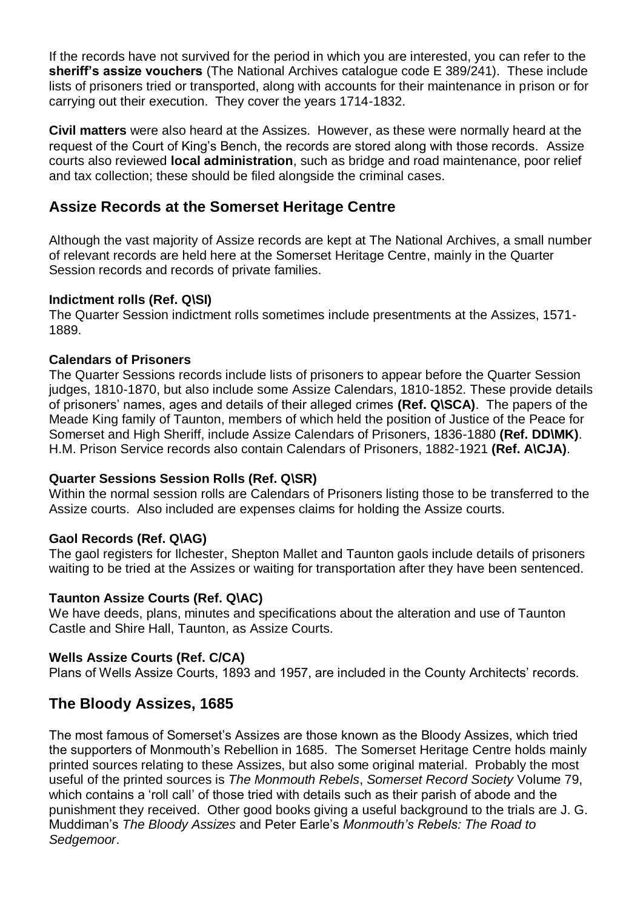If the records have not survived for the period in which you are interested, you can refer to the **sheriff's assize vouchers** (The National Archives catalogue code E 389/241). These include lists of prisoners tried or transported, along with accounts for their maintenance in prison or for carrying out their execution. They cover the years 1714-1832.

**Civil matters** were also heard at the Assizes. However, as these were normally heard at the request of the Court of King's Bench, the records are stored along with those records. Assize courts also reviewed **local administration**, such as bridge and road maintenance, poor relief and tax collection; these should be filed alongside the criminal cases.

## Assize Records at the Somerset Heritage Centre

Although the vast majority of Assize records are kept at The National Archives, a small number of relevant records are held here at the Somerset Heritage Centre, mainly in the Quarter Session records and records of private families.

**Indictment rolls (Ref. Q\SI)**
The Quarter Session indictment rolls sometimes include presentments at the Assizes, 1571-1889.

**Calendars of Prisoners**
The Quarter Sessions records include lists of prisoners to appear before the Quarter Session judges, 1810-1870, but also include some Assize Calendars, 1810-1852. These provide details of prisoners' names, ages and details of their alleged crimes **(Ref. Q\SCA)**. The papers of the Meade King family of Taunton, members of which held the position of Justice of the Peace for Somerset and High Sheriff, include Assize Calendars of Prisoners, 1836-1880 **(Ref. DD\MK)**. H.M. Prison Service records also contain Calendars of Prisoners, 1882-1921 **(Ref. A\CJA)**.

**Quarter Sessions Session Rolls (Ref. Q\SR)**
Within the normal session rolls are Calendars of Prisoners listing those to be transferred to the Assize courts. Also included are expenses claims for holding the Assize courts.

**Gaol Records (Ref. Q\AG)**
The gaol registers for Ilchester, Shepton Mallet and Taunton gaols include details of prisoners waiting to be tried at the Assizes or waiting for transportation after they have been sentenced.

**Taunton Assize Courts (Ref. Q\AC)**
We have deeds, plans, minutes and specifications about the alteration and use of Taunton Castle and Shire Hall, Taunton, as Assize Courts.

**Wells Assize Courts (Ref. C/CA)**
Plans of Wells Assize Courts, 1893 and 1957, are included in the County Architects' records.

## The Bloody Assizes, 1685

The most famous of Somerset's Assizes are those known as the Bloody Assizes, which tried the supporters of Monmouth's Rebellion in 1685. The Somerset Heritage Centre holds mainly printed sources relating to these Assizes, but also some original material. Probably the most useful of the printed sources is *The Monmouth Rebels*, *Somerset Record Society* Volume 79, which contains a 'roll call' of those tried with details such as their parish of abode and the punishment they received. Other good books giving a useful background to the trials are J. G. Muddiman's *The Bloody Assizes* and Peter Earle's *Monmouth's Rebels: The Road to Sedgemoor*.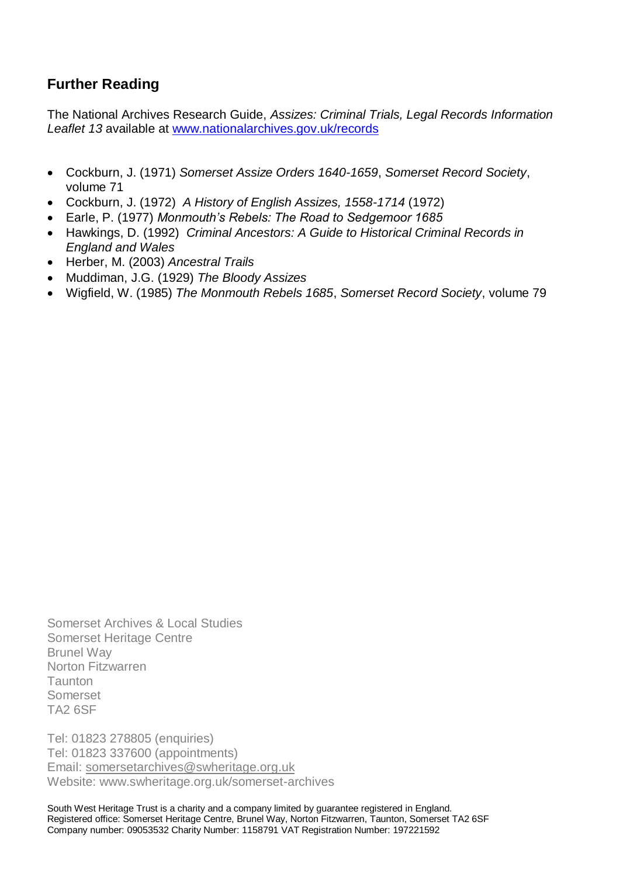## Further Reading

The National Archives Research Guide, *Assizes: Criminal Trials, Legal Records Information Leaflet 13* available at [www.nationalarchives.gov.uk/records](www.nationalarchives.gov.uk/records)

- Cockburn, J. (1971) *Somerset Assize Orders 1640-1659*, *Somerset Record Society*, volume 71
- Cockburn, J. (1972) *A History of English Assizes, 1558-1714* (1972)
- Earle, P. (1977) *Monmouth's Rebels: The Road to Sedgemoor 1685*
- Hawkings, D. (1992) *Criminal Ancestors: A Guide to Historical Criminal Records in England and Wales*
- Herber, M. (2003) *Ancestral Trails*
- Muddiman, J.G. (1929) *The Bloody Assizes*
- Wigfield, W. (1985) *The Monmouth Rebels 1685*, *Somerset Record Society*, volume 79

Somerset Archives & Local Studies
Somerset Heritage Centre
Brunel Way
Norton Fitzwarren
Taunton
Somerset
TA2 6SF

Tel: 01823 278805 (enquiries)
Tel: 01823 337600 (appointments)
Email: somersetarchives@swheritage.org.uk
Website: www.swheritage.org.uk/somerset-archives

South West Heritage Trust is a charity and a company limited by guarantee registered in England.
Registered office: Somerset Heritage Centre, Brunel Way, Norton Fitzwarren, Taunton, Somerset TA2 6SF
Company number: 09053532 Charity Number: 1158791 VAT Registration Number: 197221592